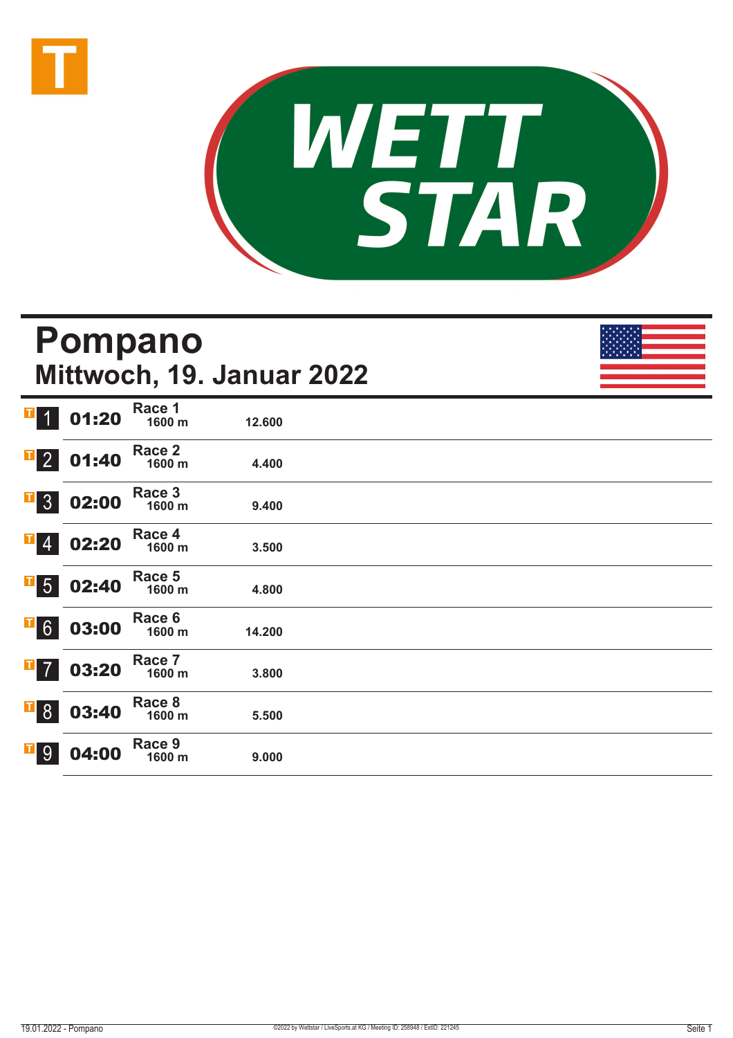WETT STAR

# Pompano
## Mittwoch, 19. Januar 2022

| | Zeit | Rennen | Distanz | Preisgeld |
|---|---|---|---|---|
| 1 | 01:20 | Race 1 | 1600 m | 12.600 |
| 2 | 01:40 | Race 2 | 1600 m | 4.400 |
| 3 | 02:00 | Race 3 | 1600 m | 9.400 |
| 4 | 02:20 | Race 4 | 1600 m | 3.500 |
| 5 | 02:40 | Race 5 | 1600 m | 4.800 |
| 6 | 03:00 | Race 6 | 1600 m | 14.200 |
| 7 | 03:20 | Race 7 | 1600 m | 3.800 |
| 8 | 03:40 | Race 8 | 1600 m | 5.500 |
| 9 | 04:00 | Race 9 | 1600 m | 9.000 |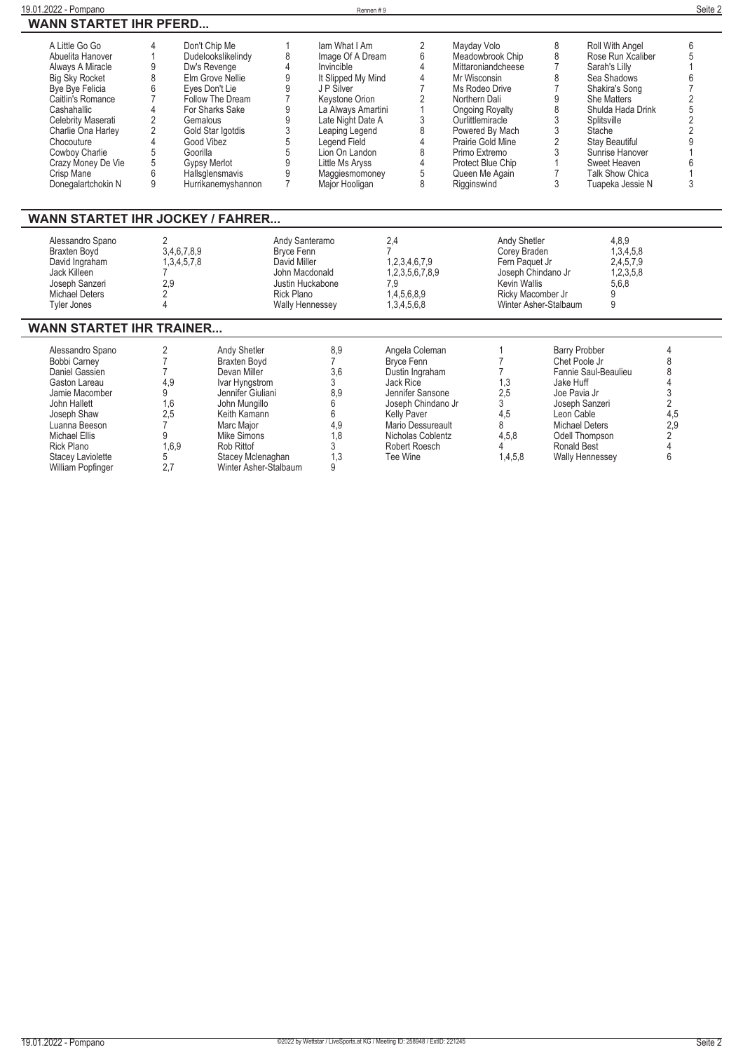## WANN STARTET IHR PFERD...

| Pferd | Rennen | Pferd | Rennen | Pferd | Rennen | Pferd | Rennen | Pferd | Rennen |
|---|---|---|---|---|---|---|---|---|---|
| A Little Go Go | 4 | Don't Chip Me | 1 | Iam What I Am | 2 | Mayday Volo | 8 | Roll With Angel | 6 |
| Abuelita Hanover | 1 | Dudelookslikelindy | 8 | Image Of A Dream | 6 | Meadowbrook Chip | 8 | Rose Run Xcaliber | 5 |
| Always A Miracle | 9 | Dw's Revenge | 4 | Invincible | 4 | Mittaroniandcheese | 7 | Sarah's Lilly | 1 |
| Big Sky Rocket | 8 | Elm Grove Nellie | 9 | It Slipped My Mind | 4 | Mr Wisconsin | 8 | Sea Shadows | 6 |
| Bye Bye Felicia | 6 | Eyes Don't Lie | 9 | J P Silver | 7 | Ms Rodeo Drive | 7 | Shakira's Song | 7 |
| Caitlin's Romance | 7 | Follow The Dream | 7 | Keystone Orion | 2 | Northern Dali | 9 | She Matters | 2 |
| Cashahallic | 4 | For Sharks Sake | 9 | La Always Amartini | 1 | Ongoing Royalty | 8 | Shulda Hada Drink | 5 |
| Celebrity Maserati | 2 | Gemalous | 9 | Late Night Date A | 3 | Ourlittlemiracle | 3 | Splitsville | 2 |
| Charlie Ona Harley | 2 | Gold Star Igotdis | 3 | Leaping Legend | 8 | Powered By Mach | 3 | Stache | 2 |
| Chocouture | 4 | Good Vibez | 5 | Legend Field | 4 | Prairie Gold Mine | 2 | Stay Beautiful | 9 |
| Cowboy Charlie | 5 | Goorilla | 5 | Lion On Landon | 8 | Primo Extremo | 3 | Sunrise Hanover | 1 |
| Crazy Money De Vie | 5 | Gypsy Merlot | 9 | Little Ms Aryss | 4 | Protect Blue Chip | 1 | Sweet Heaven | 6 |
| Crisp Mane | 6 | Hallsglensmavis | 9 | Maggiesmomoney | 5 | Queen Me Again | 7 | Talk Show Chica | 1 |
| Donegalartchokin N | 9 | Hurrikanemyshannon | 7 | Major Hooligan | 8 | Rigginswind | 3 | Tuapeka Jessie N | 3 |

## WANN STARTET IHR JOCKEY / FAHRER...

| Jockey / Fahrer | Rennen | Jockey / Fahrer | Rennen | Jockey / Fahrer | Rennen |
|---|---|---|---|---|---|
| Alessandro Spano | 2 | Andy Santeramo | 2,4 | Andy Shetler | 4,8,9 |
| Braxten Boyd | 3,4,6,7,8,9 | Bryce Fenn | 7 | Corey Braden | 1,3,4,5,8 |
| David Ingraham | 1,3,4,5,7,8 | David Miller | 1,2,3,4,6,7,9 | Fern Paquet Jr | 2,4,5,7,9 |
| Jack Killeen | 7 | John Macdonald | 1,2,3,5,6,7,8,9 | Joseph Chindano Jr | 1,2,3,5,8 |
| Joseph Sanzeri | 2,9 | Justin Huckabone | 7,9 | Kevin Wallis | 5,6,8 |
| Michael Deters | 2 | Rick Plano | 1,4,5,6,8,9 | Ricky Macomber Jr | 9 |
| Tyler Jones | 4 | Wally Hennessey | 1,3,4,5,6,8 | Winter Asher-Stalbaum | 9 |

## WANN STARTET IHR TRAINER...

| Trainer | Rennen | Trainer | Rennen | Trainer | Rennen | Trainer | Rennen |
|---|---|---|---|---|---|---|---|
| Alessandro Spano | 2 | Andy Shetler | 8,9 | Angela Coleman | 1 | Barry Probber | 4 |
| Bobbi Carney | 7 | Braxten Boyd | 7 | Bryce Fenn | 7 | Chet Poole Jr | 8 |
| Daniel Gassien | 7 | Devan Miller | 3,6 | Dustin Ingraham | 7 | Fannie Saul-Beaulieu | 8 |
| Gaston Lareau | 4,9 | Ivar Hyngstrom | 3 | Jack Rice | 1,3 | Jake Huff | 4 |
| Jamie Macomber | 9 | Jennifer Giuliani | 8,9 | Jennifer Sansone | 2,5 | Joe Pavia Jr | 3 |
| John Hallett | 1,6 | John Mungillo | 6 | Joseph Chindano Jr | 3 | Joseph Sanzeri | 2 |
| Joseph Shaw | 2,5 | Keith Kamann | 6 | Kelly Paver | 4,5 | Leon Cable | 4,5 |
| Luanna Beeson | 7 | Marc Major | 4,9 | Mario Dessureault | 8 | Michael Deters | 2,9 |
| Michael Ellis | 9 | Mike Simons | 1,8 | Nicholas Coblentz | 4,5,8 | Odell Thompson | 2 |
| Rick Plano | 1,6,9 | Rob Rittof | 3 | Robert Roesch | 4 | Ronald Best | 4 |
| Stacey Laviolette | 5 | Stacey Mclenaghan | 1,3 | Tee Wine | 1,4,5,8 | Wally Hennessey | 6 |
| William Popfinger | 2,7 | Winter Asher-Stalbaum | 9 | | | | |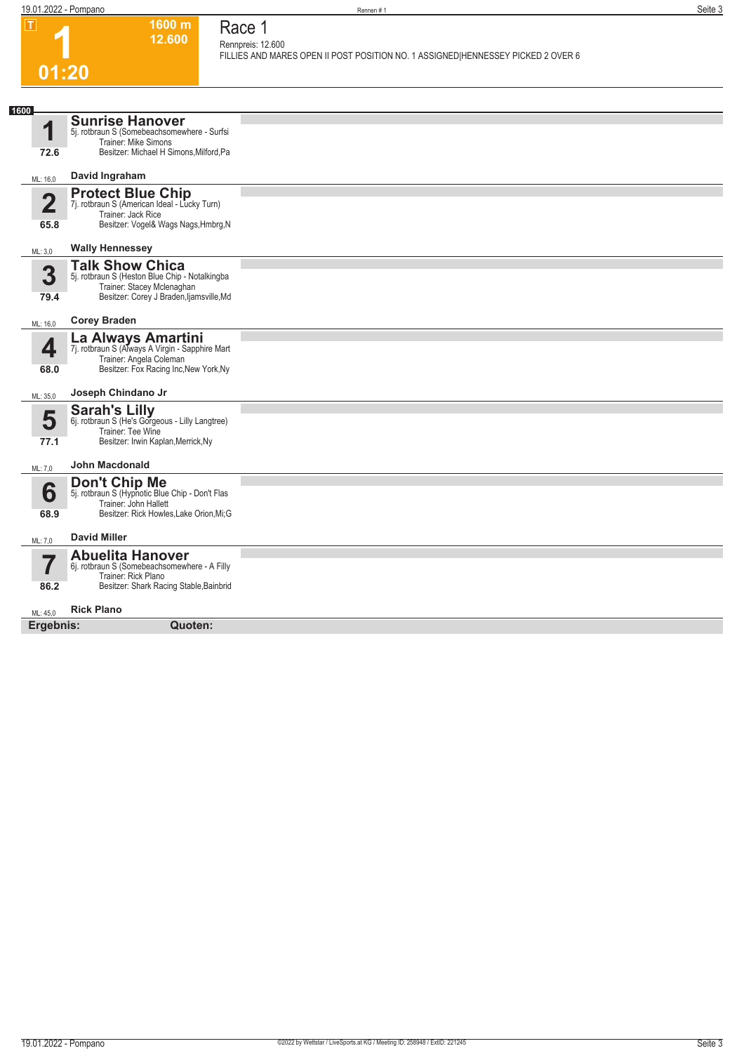# 1

**1600 m**
**12.600**

**01:20**

## Race 1

Rennpreis: 12.600
FILLIES AND MARES OPEN II POST POSITION NO. 1 ASSIGNED|HENNESSEY PICKED 2 OVER 6

**1600**

**1** — **Sunrise Hanover**
5j. rotbraun S (Somebeachsomewhere - Surfsi
Trainer: Mike Simons
Besitzer: Michael H Simons,Milford,Pa
72.6
ML: 16,0 — **David Ingraham**

**2** — **Protect Blue Chip**
7j. rotbraun S (American Ideal - Lucky Turn)
Trainer: Jack Rice
Besitzer: Vogel& Wags Nags,Hmbrg,N
65.8
ML: 3,0 — **Wally Hennessey**

**3** — **Talk Show Chica**
5j. rotbraun S (Heston Blue Chip - Notalkingba
Trainer: Stacey Mclenaghan
Besitzer: Corey J Braden,Ijamsville,Md
79.4
ML: 16,0 — **Corey Braden**

**4** — **La Always Amartini**
7j. rotbraun S (Always A Virgin - Sapphire Mart
Trainer: Angela Coleman
Besitzer: Fox Racing Inc,New York,Ny
68.0
ML: 35,0 — **Joseph Chindano Jr**

**5** — **Sarah's Lilly**
6j. rotbraun S (He's Gorgeous - Lilly Langtree)
Trainer: Tee Wine
Besitzer: Irwin Kaplan,Merrick,Ny
77.1
ML: 7,0 — **John Macdonald**

**6** — **Don't Chip Me**
5j. rotbraun S (Hypnotic Blue Chip - Don't Flas
Trainer: John Hallett
Besitzer: Rick Howles,Lake Orion,Mi;G
68.9
ML: 7,0 — **David Miller**

**7** — **Abuelita Hanover**
6j. rotbraun S (Somebeachsomewhere - A Filly
Trainer: Rick Plano
Besitzer: Shark Racing Stable,Bainbrid
86.2
ML: 45,0 — **Rick Plano**

**Ergebnis:** **Quoten:**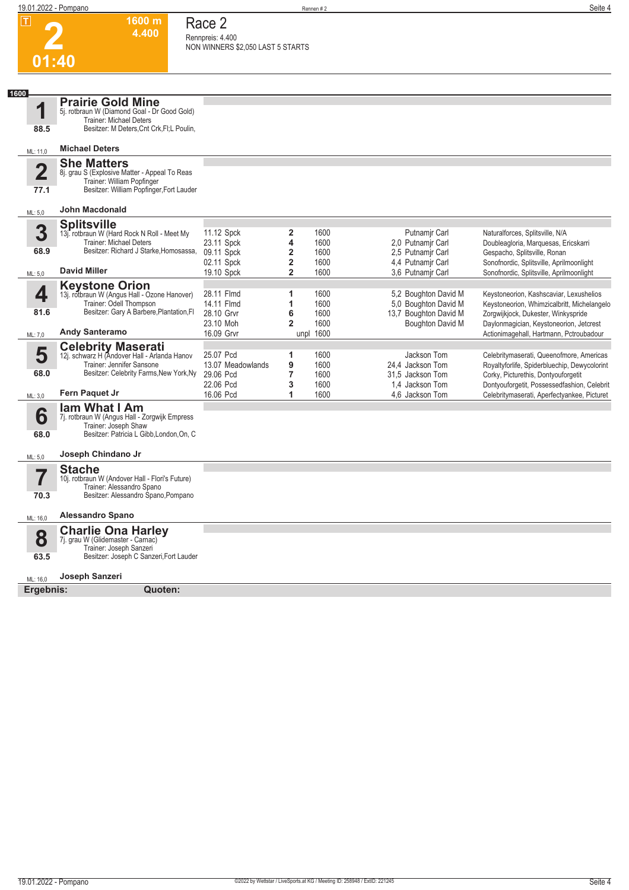# 2

**1600 m** **4.400**

**01:40**

## Race 2

Rennpreis: 4.400

NON WINNERS $2,050 LAST 5 STARTS

**1600**

### 1 Prairie Gold Mine
88.5 — ML: 11,0

5j. rotbraun W (Diamond Goal - Dr Good Gold)
Trainer: Michael Deters
Besitzer: M Deters,Cnt Crk,Fl;L Poulin,

**Michael Deters**

### 2 She Matters
77.1 — ML: 5,0

8j. grau S (Explosive Matter - Appeal To Reas
Trainer: William Popfinger
Besitzer: William Popfinger,Fort Lauder

**John Macdonald**

### 3 Splitsville
68.9 — ML: 5,0

13j. rotbraun W (Hard Rock N Roll - Meet My
Trainer: Michael Deters
Besitzer: Richard J Starke,Homosassa,

**David Miller**

| Datum | Bahn | Platz | Distanz | Quote | Fahrer | Einlauf |
|---|---|---|---|---|---|---|
| 11.12 | Spck | 2 | 1600 | | Putnamjr Carl | Naturalforces, Splitsville, N/A |
| 23.11 | Spck | 4 | 1600 | 2,0 | Putnamjr Carl | Doubleagloria, Marquesas, Ericskarri |
| 09.11 | Spck | 2 | 1600 | 2,5 | Putnamjr Carl | Gespacho, Splitsville, Ronan |
| 02.11 | Spck | 2 | 1600 | 4,4 | Putnamjr Carl | Sonofnordic, Splitsville, Aprilmoonlight |
| 19.10 | Spck | 2 | 1600 | 3,6 | Putnamjr Carl | Sonofnordic, Splitsville, Aprilmoonlight |

### 4 Keystone Orion
81.6 — ML: 7,0

13j. rotbraun W (Angus Hall - Ozone Hanover)
Trainer: Odell Thompson
Besitzer: Gary A Barbere,Plantation,Fl

**Andy Santeramo**

| Datum | Bahn | Platz | Distanz | Quote | Fahrer | Einlauf |
|---|---|---|---|---|---|---|
| 28.11 | Flmd | 1 | 1600 | 5,2 | Boughton David M | Keystoneorion, Kashscaviar, Lexushelios |
| 14.11 | Flmd | 1 | 1600 | 5,0 | Boughton David M | Keystoneorion, Whimzicalbritt, Michelangelo |
| 28.10 | Grvr | 6 | 1600 | 13,7 | Boughton David M | Zorgwijkjock, Dukester, Winkyspride |
| 23.10 | Moh | 2 | 1600 | | Boughton David M | Daylonmagician, Keystoneorion, Jetcrest |
| 16.09 | Grvr | unpl | 1600 | | | Actionimagehall, Hartmann, Pctroubadour |

### 5 Celebrity Maserati
68.0 — ML: 3,0

12j. schwarz H (Andover Hall - Arlanda Hanov
Trainer: Jennifer Sansone
Besitzer: Celebrity Farms,New York,Ny

**Fern Paquet Jr**

| Datum | Bahn | Platz | Distanz | Quote | Fahrer | Einlauf |
|---|---|---|---|---|---|---|
| 25.07 | Pcd | 1 | 1600 | | Jackson Tom | Celebritymaserati, Queenofmore, Americas |
| 13.07 | Meadowlands | 9 | 1600 | 24,4 | Jackson Tom | Royaltyforlife, Spiderbluechip, Dewycolorint |
| 29.06 | Pcd | 7 | 1600 | 31,5 | Jackson Tom | Corky, Picturethis, Dontyouforgetit |
| 22.06 | Pcd | 3 | 1600 | 1,4 | Jackson Tom | Dontyouforgetit, Possessedfashion, Celebrit |
| 16.06 | Pcd | 1 | 1600 | 4,6 | Jackson Tom | Celebritymaserati, Aperfectyankee, Picturet |

### 6 Iam What I Am
68.0 — ML: 5,0

7j. rotbraun W (Angus Hall - Zorgwijk Empress
Trainer: Joseph Shaw
Besitzer: Patricia L Gibb,London,On, C

**Joseph Chindano Jr**

### 7 Stache
70.3 — ML: 16,0

10j. rotbraun W (Andover Hall - Flori's Future)
Trainer: Alessandro Spano
Besitzer: Alessandro Spano,Pompano

**Alessandro Spano**

### 8 Charlie Ona Harley
63.5 — ML: 16,0

7j. grau W (Glidemaster - Camac)
Trainer: Joseph Sanzeri
Besitzer: Joseph C Sanzeri,Fort Lauder

**Joseph Sanzeri**

**Ergebnis:** **Quoten:**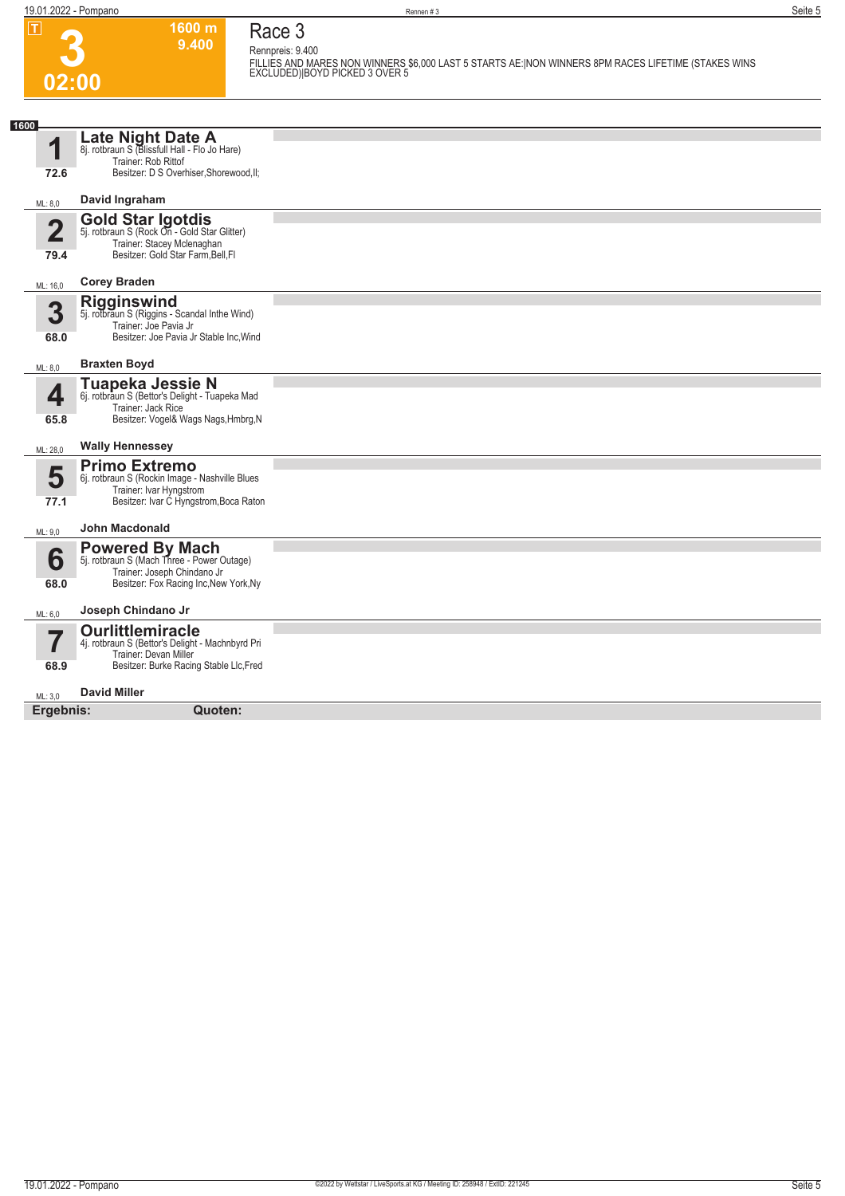# 3

**T** 02:00

**1600 m**
**9.400**

## Race 3

Rennpreis: 9.400

FILLIES AND MARES NON WINNERS $6,000 LAST 5 STARTS AE:|NON WINNERS 8PM RACES LIFETIME (STAKES WINS EXCLUDED)|BOYD PICKED 3 OVER 5

**1600**

### 1 Late Night Date A
8j. rotbraun S (Blissfull Hall - Flo Jo Hare)
Trainer: Rob Rittof
Besitzer: D S Overhiser,Shorewood,Il;
72.6
ML: 8,0
**David Ingraham**

### 2 Gold Star Igotdis
5j. rotbraun S (Rock On - Gold Star Glitter)
Trainer: Stacey Mclenaghan
Besitzer: Gold Star Farm,Bell,Fl
79.4
ML: 16,0
**Corey Braden**

### 3 Rigginswind
5j. rotbraun S (Riggins - Scandal Inthe Wind)
Trainer: Joe Pavia Jr
Besitzer: Joe Pavia Jr Stable Inc,Wind
68.0
ML: 8,0
**Braxten Boyd**

### 4 Tuapeka Jessie N
6j. rotbraun S (Bettor's Delight - Tuapeka Mad
Trainer: Jack Rice
Besitzer: Vogel& Wags Nags,Hmbrg,N
65.8
ML: 28,0
**Wally Hennessey**

### 5 Primo Extremo
6j. rotbraun S (Rockin Image - Nashville Blues
Trainer: Ivar Hyngstrom
Besitzer: Ivar C Hyngstrom,Boca Raton
77.1
ML: 9,0
**John Macdonald**

### 6 Powered By Mach
5j. rotbraun S (Mach Three - Power Outage)
Trainer: Joseph Chindano Jr
Besitzer: Fox Racing Inc,New York,Ny
68.0
ML: 6,0
**Joseph Chindano Jr**

### 7 Ourlittlemiracle
4j. rotbraun S (Bettor's Delight - Machnbyrd Pri
Trainer: Devan Miller
Besitzer: Burke Racing Stable Llc,Fred
68.9
ML: 3,0
**David Miller**

**Ergebnis:** **Quoten:**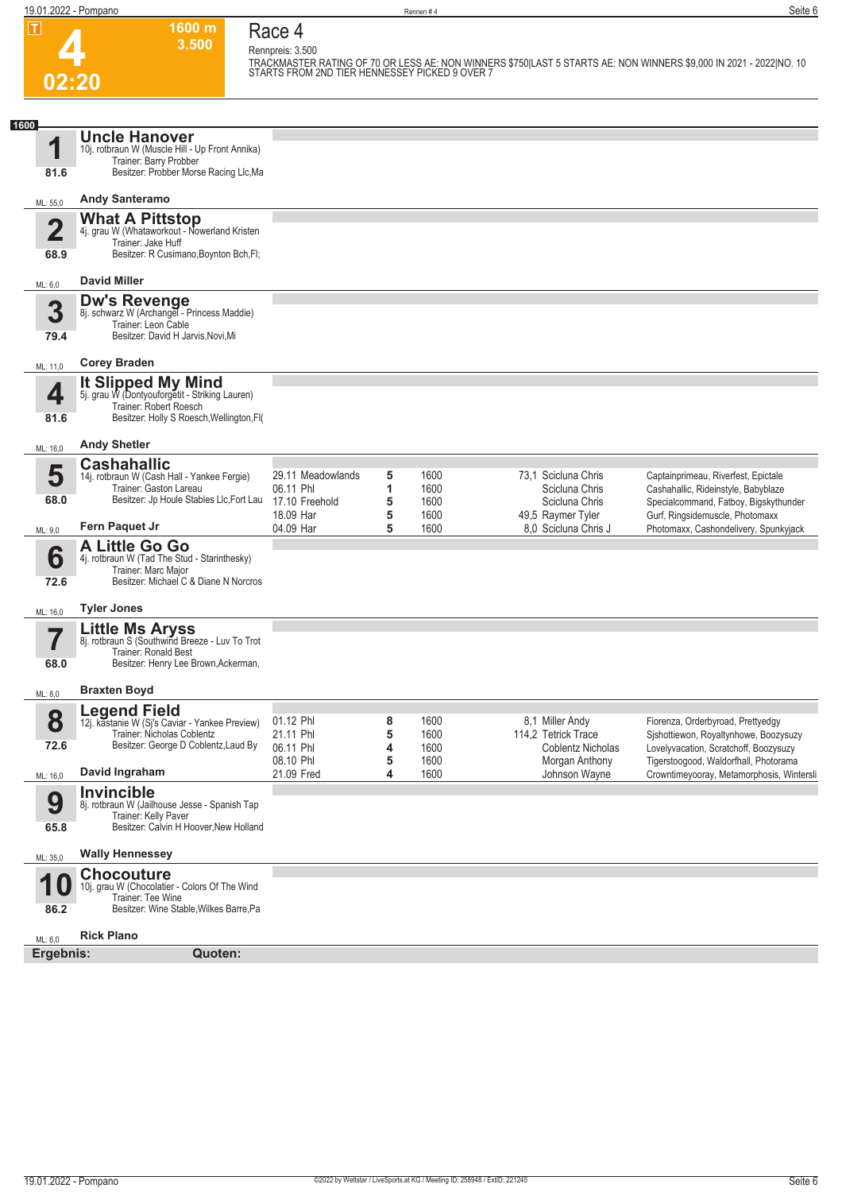# Race 4

**4** — 02:20 — 1600 m — 3.500

Rennpreis: 3.500

TRACKMASTER RATING OF 70 OR LESS AE: NON WINNERS $750|LAST 5 STARTS AE: NON WINNERS $9,000 IN 2021 - 2022|NO. 10 STARTS FROM 2ND TIER HENNESSEY PICKED 9 OVER 7

**1600**

## 1 Uncle Hanover
10j. rotbraun W (Muscle Hill - Up Front Annika)
Trainer: Barry Probber
Besitzer: Probber Morse Racing Llc,Ma
81.6
ML: 55,0 — **Andy Santeramo**

## 2 What A Pittstop
4j. grau W (Whataworkout - Nowerland Kristen
Trainer: Jake Huff
Besitzer: R Cusimano,Boynton Bch,Fl;
68.9
ML: 6,0 — **David Miller**

## 3 Dw's Revenge
8j. schwarz W (Archangel - Princess Maddie)
Trainer: Leon Cable
Besitzer: David H Jarvis,Novi,Mi
79.4
ML: 11,0 — **Corey Braden**

## 4 It Slipped My Mind
5j. grau W (Dontyouforgetit - Striking Lauren)
Trainer: Robert Roesch
Besitzer: Holly S Roesch,Wellington,Fl(
81.6
ML: 16,0 — **Andy Shetler**

## 5 Cashahallic
14j. rotbraun W (Cash Hall - Yankee Fergie)
Trainer: Gaston Lareau
Besitzer: Jp Houle Stables Llc,Fort Lau
68.0
ML: 9,0 — **Fern Paquet Jr**

| Datum | Bahn | Platz | Distanz | Quote | Fahrer | Einlauf |
|---|---|---|---|---|---|---|
| 29.11 | Meadowlands | 5 | 1600 | 73,1 | Scicluna Chris | Captainprimeau, Riverfest, Epictale |
| 06.11 | Phl | 1 | 1600 | | Scicluna Chris | Cashahallic, Rideinstyle, Babyblaze |
| 17.10 | Freehold | 5 | 1600 | | Scicluna Chris | Specialcommand, Fatboy, Bigskythunder |
| 18.09 | Har | 5 | 1600 | 49,5 | Raymer Tyler | Gurf, Ringsidemuscle, Photomaxx |
| 04.09 | Har | 5 | 1600 | 8,0 | Scicluna Chris J | Photomaxx, Cashondelivery, Spunkyjack |

## 6 A Little Go Go
4j. rotbraun W (Tad The Stud - Starinthesky)
Trainer: Marc Major
Besitzer: Michael C & Diane N Norcros
72.6
ML: 16,0 — **Tyler Jones**

## 7 Little Ms Aryss
8j. rotbraun S (Southwind Breeze - Luv To Trot
Trainer: Ronald Best
Besitzer: Henry Lee Brown,Ackerman,
68.0
ML: 8,0 — **Braxten Boyd**

## 8 Legend Field
12j. kastanie W (Sj's Caviar - Yankee Preview)
Trainer: Nicholas Coblentz
Besitzer: George D Coblentz,Laud By
72.6
ML: 16,0 — **David Ingraham**

| Datum | Bahn | Platz | Distanz | Quote | Fahrer | Einlauf |
|---|---|---|---|---|---|---|
| 01.12 | Phl | 8 | 1600 | 8,1 | Miller Andy | Fiorenza, Orderbyroad, Prettyedgy |
| 21.11 | Phl | 5 | 1600 | 114,2 | Tetrick Trace | Sjshottiewon, Royaltynhowe, Boozysuzy |
| 06.11 | Phl | 4 | 1600 | | Coblentz Nicholas | Lovelyvacation, Scratchoff, Boozysuzy |
| 08.10 | Phl | 5 | 1600 | | Morgan Anthony | Tigerstoogood, Waldorfhall, Photorama |
| 21.09 | Fred | 4 | 1600 | | Johnson Wayne | Crowntimeyooray, Metamorphosis, Wintersli |

## 9 Invincible
8j. rotbraun W (Jailhouse Jesse - Spanish Tap
Trainer: Kelly Paver
Besitzer: Calvin H Hoover,New Holland
65.8
ML: 35,0 — **Wally Hennessey**

## 10 Chocouture
10j. grau W (Chocolatier - Colors Of The Wind
Trainer: Tee Wine
Besitzer: Wine Stable,Wilkes Barre,Pa
86.2
ML: 6,0 — **Rick Plano**

**Ergebnis:** **Quoten:**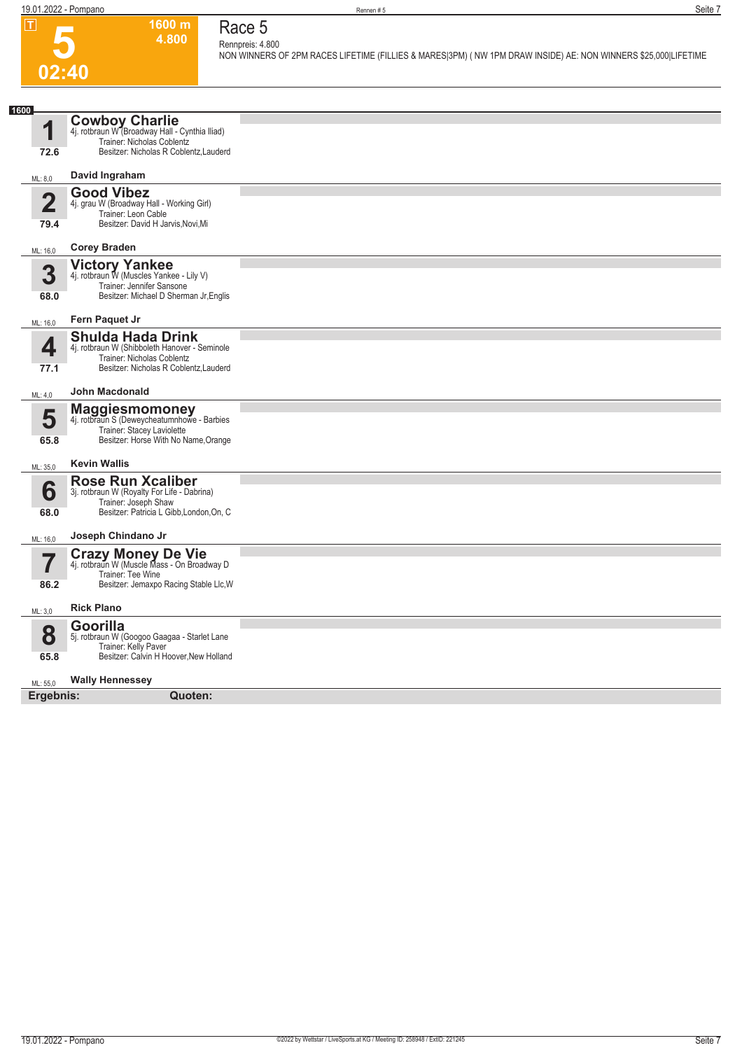# Race 5

**T** **5** **02:40** **1600 m** **4.800**

Rennpreis: 4.800

NON WINNERS OF 2PM RACES LIFETIME (FILLIES & MARES|3PM) ( NW 1PM DRAW INSIDE) AE: NON WINNERS $25,000|LIFETIME

**1600**

**1** **Cowboy Charlie**
4j. rotbraun W (Broadway Hall - Cynthia Iliad)
Trainer: Nicholas Coblentz
Besitzer: Nicholas R Coblentz,Lauderd
72.6
ML: 8,0 — **David Ingraham**

**2** **Good Vibez**
4j. grau W (Broadway Hall - Working Girl)
Trainer: Leon Cable
Besitzer: David H Jarvis,Novi,Mi
79.4
ML: 16,0 — **Corey Braden**

**3** **Victory Yankee**
4j. rotbraun W (Muscles Yankee - Lily V)
Trainer: Jennifer Sansone
Besitzer: Michael D Sherman Jr,Englis
68.0
ML: 16,0 — **Fern Paquet Jr**

**4** **Shulda Hada Drink**
4j. rotbraun W (Shibboleth Hanover - Seminole
Trainer: Nicholas Coblentz
Besitzer: Nicholas R Coblentz,Lauderd
77.1
ML: 4,0 — **John Macdonald**

**5** **Maggiesmomoney**
4j. rotbraun S (Deweycheatumnhowe - Barbies
Trainer: Stacey Laviolette
Besitzer: Horse With No Name,Orange
65.8
ML: 35,0 — **Kevin Wallis**

**6** **Rose Run Xcaliber**
3j. rotbraun W (Royalty For Life - Dabrina)
Trainer: Joseph Shaw
Besitzer: Patricia L Gibb,London,On, C
68.0
ML: 16,0 — **Joseph Chindano Jr**

**7** **Crazy Money De Vie**
4j. rotbraun W (Muscle Mass - On Broadway D
Trainer: Tee Wine
Besitzer: Jemaxpo Racing Stable Llc,W
86.2
ML: 3,0 — **Rick Plano**

**8** **Goorilla**
5j. rotbraun W (Googoo Gaagaa - Starlet Lane
Trainer: Kelly Paver
Besitzer: Calvin H Hoover,New Holland
65.8
ML: 55,0 — **Wally Hennessey**

**Ergebnis:** **Quoten:**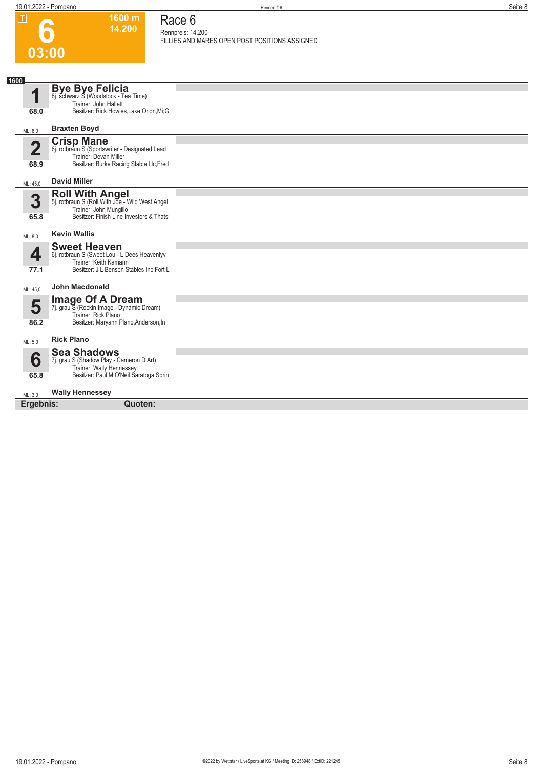# 6

**1600 m**
**14.200**

**03:00**

## Race 6

Rennpreis: 14.200
FILLIES AND MARES OPEN POST POSITIONS ASSIGNED

**1600**

### 1 Bye Bye Felicia
8j. schwarz S (Woodstock - Tea Time)
Trainer: John Hallett
Besitzer: Rick Howles,Lake Orion,Mi;G
68.0
ML: 6,0
**Braxten Boyd**

### 2 Crisp Mane
6j. rotbraun S (Sportswriter - Designated Lead
Trainer: Devan Miller
Besitzer: Burke Racing Stable Llc,Fred
68.9
ML: 45,0
**David Miller**

### 3 Roll With Angel
5j. rotbraun S (Roll With Joe - Wild West Angel
Trainer: John Mungillo
Besitzer: Finish Line Investors & Thatsi
65.8
ML: 8,0
**Kevin Wallis**

### 4 Sweet Heaven
6j. rotbraun S (Sweet Lou - L Dees Heavenlyv
Trainer: Keith Kamann
Besitzer: J L Benson Stables Inc,Fort L
77.1
ML: 45,0
**John Macdonald**

### 5 Image Of A Dream
7j. grau S (Rockin Image - Dynamic Dream)
Trainer: Rick Plano
Besitzer: Maryann Plano,Anderson,In
86.2
ML: 5,0
**Rick Plano**

### 6 Sea Shadows
7j. grau S (Shadow Play - Cameron D Art)
Trainer: Wally Hennessey
Besitzer: Paul M O'Neil,Saratoga Sprin
65.8
ML: 3,0
**Wally Hennessey**

**Ergebnis:** **Quoten:**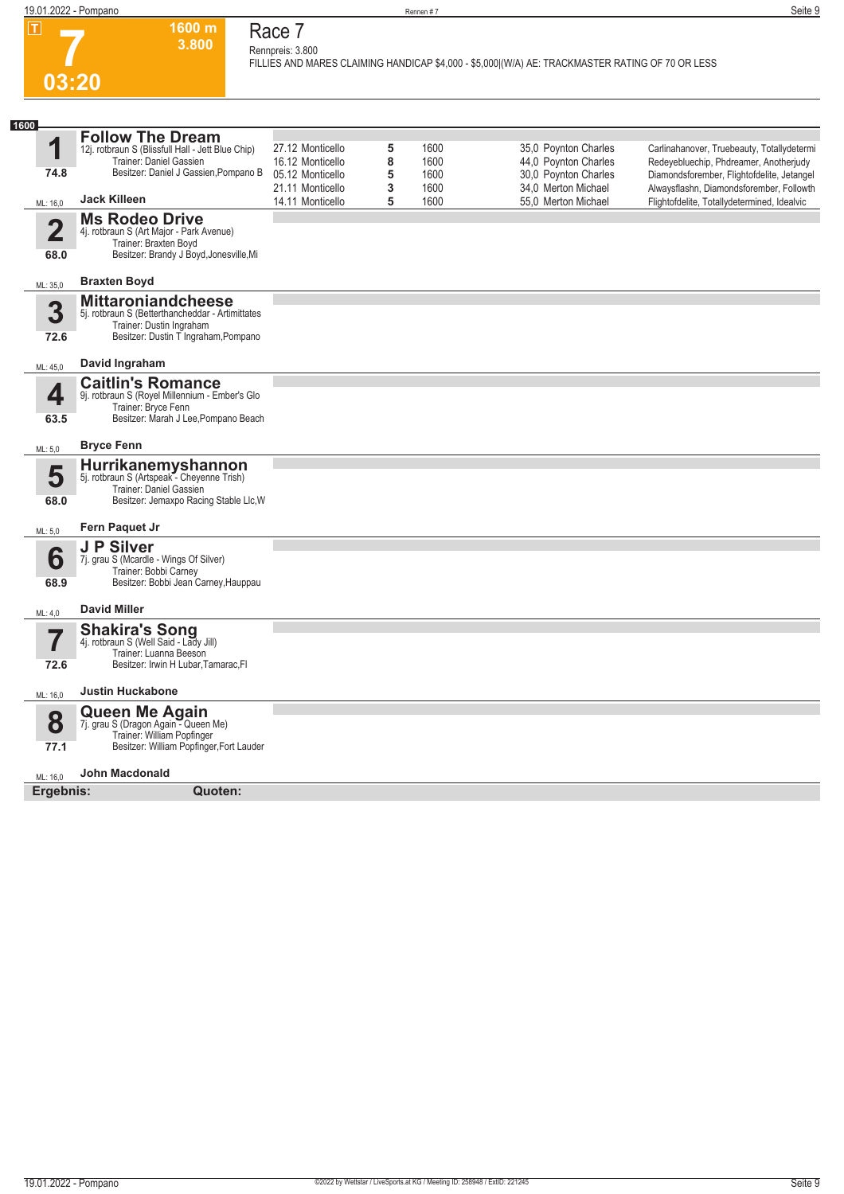# Race 7

**7** — 03:20 — 1600 m — 3.800

Rennpreis: 3.800

FILLIES AND MARES CLAIMING HANDICAP $4,000 - $5,000|(W/A) AE: TRACKMASTER RATING OF 70 OR LESS

**1600**

## 1 Follow The Dream
12j. rotbraun S (Blissfull Hall - Jett Blue Chip)
Trainer: Daniel Gassien
Besitzer: Daniel J Gassien,Pompano B
Rating: 74.8
ML: 16,0
Driver: **Jack Killeen**

| Datum | Bahn | Platz | Distanz | Quote | Fahrer | Einlauf |
|---|---|---|---|---|---|---|
| 27.12 | Monticello | 5 | 1600 | 35,0 | Poynton Charles | Carlinahanover, Truebeauty, Totallydetermi |
| 16.12 | Monticello | 8 | 1600 | 44,0 | Poynton Charles | Redeyebluechip, Phdreamer, Anotherjudy |
| 05.12 | Monticello | 5 | 1600 | 30,0 | Poynton Charles | Diamondsforember, Flightofdelite, Jetangel |
| 21.11 | Monticello | 3 | 1600 | 34,0 | Merton Michael | Alwaysflashn, Diamondsforember, Followth |
| 14.11 | Monticello | 5 | 1600 | 55,0 | Merton Michael | Flightofdelite, Totallydetermined, Idealvic |

## 2 Ms Rodeo Drive
4j. rotbraun S (Art Major - Park Avenue)
Trainer: Braxten Boyd
Besitzer: Brandy J Boyd,Jonesville,Mi
Rating: 68.0
ML: 35,0
Driver: **Braxten Boyd**

## 3 Mittaroniandcheese
5j. rotbraun S (Betterthancheddar - Artimittates)
Trainer: Dustin Ingraham
Besitzer: Dustin T Ingraham,Pompano
Rating: 72.6
ML: 45,0
Driver: **David Ingraham**

## 4 Caitlin's Romance
9j. rotbraun S (Royel Millennium - Ember's Glo
Trainer: Bryce Fenn
Besitzer: Marah J Lee,Pompano Beach
Rating: 63.5
ML: 5,0
Driver: **Bryce Fenn**

## 5 Hurrikanemyshannon
5j. rotbraun S (Artspeak - Cheyenne Trish)
Trainer: Daniel Gassien
Besitzer: Jemaxpo Racing Stable Llc,W
Rating: 68.0
ML: 5,0
Driver: **Fern Paquet Jr**

## 6 J P Silver
7j. grau S (Mcardle - Wings Of Silver)
Trainer: Bobbi Carney
Besitzer: Bobbi Jean Carney,Hauppau
Rating: 68.9
ML: 4,0
Driver: **David Miller**

## 7 Shakira's Song
4j. rotbraun S (Well Said - Lady Jill)
Trainer: Luanna Beeson
Besitzer: Irwin H Lubar,Tamarac,Fl
Rating: 72.6
ML: 16,0
Driver: **Justin Huckabone**

## 8 Queen Me Again
7j. grau S (Dragon Again - Queen Me)
Trainer: William Popfinger
Besitzer: William Popfinger,Fort Lauder
Rating: 77.1
ML: 16,0
Driver: **John Macdonald**

**Ergebnis:** **Quoten:**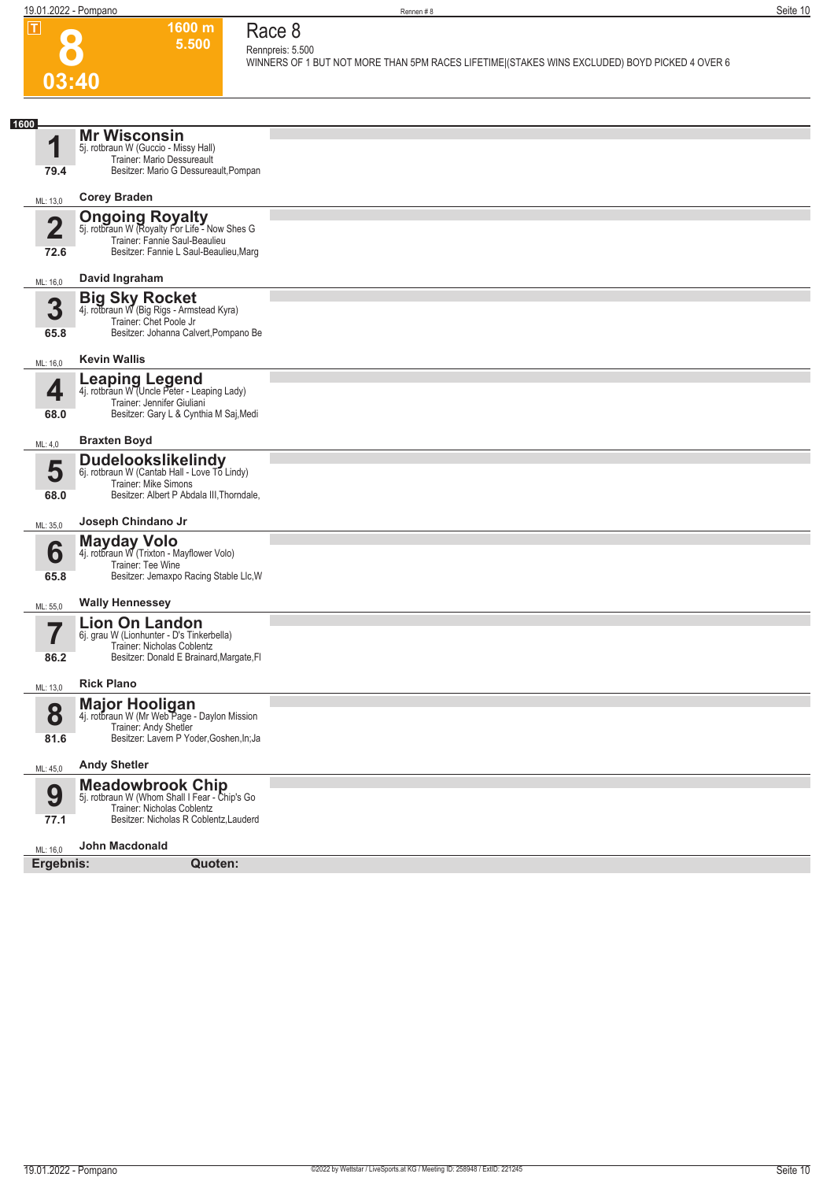# 8

1600 m 5.500

03:40

## Race 8

Rennpreis: 5.500

WINNERS OF 1 BUT NOT MORE THAN 5PM RACES LIFETIME|(STAKES WINS EXCLUDED) BOYD PICKED 4 OVER 6

1600

**1** Mr Wisconsin
5j. rotbraun W (Guccio - Missy Hall)
Trainer: Mario Dessureault
Besitzer: Mario G Dessureault,Pompan
79.4
ML: 13,0 Corey Braden

**2** Ongoing Royalty
5j. rotbraun W (Royalty For Life - Now Shes G
Trainer: Fannie Saul-Beaulieu
Besitzer: Fannie L Saul-Beaulieu,Marg
72.6
ML: 16,0 David Ingraham

**3** Big Sky Rocket
4j. rotbraun W (Big Rigs - Armstead Kyra)
Trainer: Chet Poole Jr
Besitzer: Johanna Calvert,Pompano Be
65.8
ML: 16,0 Kevin Wallis

**4** Leaping Legend
4j. rotbraun W (Uncle Peter - Leaping Lady)
Trainer: Jennifer Giuliani
Besitzer: Gary L & Cynthia M Saj,Medi
68.0
ML: 4,0 Braxten Boyd

**5** Dudelookslikelindy
6j. rotbraun W (Cantab Hall - Love To Lindy)
Trainer: Mike Simons
Besitzer: Albert P Abdala III,Thorndale,
68.0
ML: 35,0 Joseph Chindano Jr

**6** Mayday Volo
4j. rotbraun W (Trixton - Mayflower Volo)
Trainer: Tee Wine
Besitzer: Jemaxpo Racing Stable Llc,W
65.8
ML: 55,0 Wally Hennessey

**7** Lion On Landon
6j. grau W (Lionhunter - D's Tinkerbella)
Trainer: Nicholas Coblentz
Besitzer: Donald E Brainard,Margate,Fl
86.2
ML: 13,0 Rick Plano

**8** Major Hooligan
4j. rotbraun W (Mr Web Page - Daylon Mission
Trainer: Andy Shetler
Besitzer: Lavern P Yoder,Goshen,In;Ja
81.6
ML: 45,0 Andy Shetler

**9** Meadowbrook Chip
5j. rotbraun W (Whom Shall I Fear - Chip's Go
Trainer: Nicholas Coblentz
Besitzer: Nicholas R Coblentz,Lauderd
77.1
ML: 16,0 John Macdonald

**Ergebnis:** **Quoten:**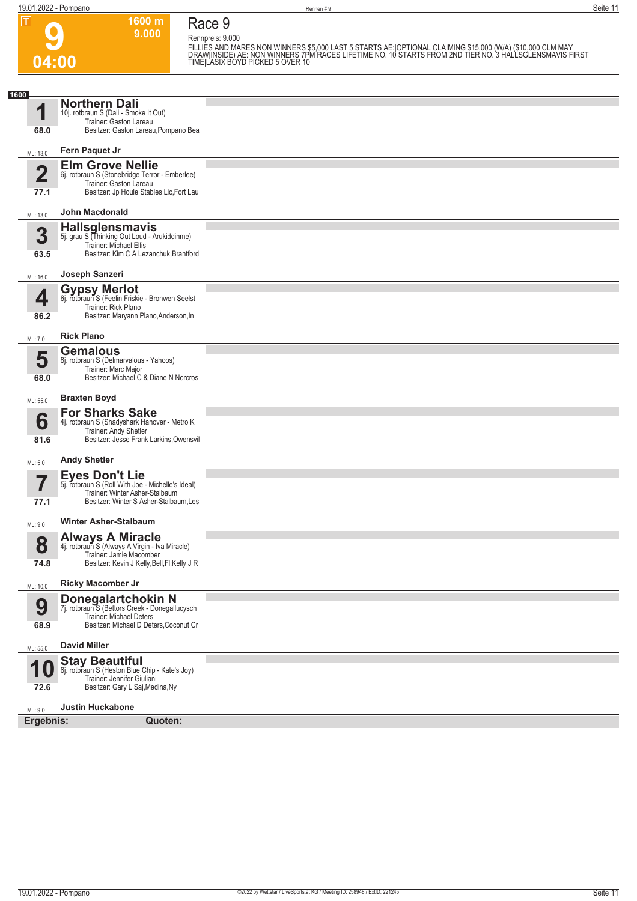# 9

**1600 m**
**9.000**

**04:00**

## Race 9

Rennpreis: 9.000

FILLIES AND MARES NON WINNERS $5,000 LAST 5 STARTS AE:|OPTIONAL CLAIMING $15,000 (W/A) ($10,000 CLM MAY DRAW|INSIDE) AE: NON WINNERS 7PM RACES LIFETIME NO. 10 STARTS FROM 2ND TIER NO. 3 HALLSGLENSMAVIS FIRST TIME|LASIX BOYD PICKED 5 OVER 10

**1600**

**1** **Northern Dali**
10j. rotbraun S (Dali - Smoke It Out)
Trainer: Gaston Lareau
Besitzer: Gaston Lareau,Pompano Bea
68.0
ML: 13,0 **Fern Paquet Jr**

**2** **Elm Grove Nellie**
6j. rotbraun S (Stonebridge Terror - Emberlee)
Trainer: Gaston Lareau
Besitzer: Jp Houle Stables Llc,Fort Lau
77.1
ML: 13,0 **John Macdonald**

**3** **Hallsglensmavis**
5j. grau S (Thinking Out Loud - Arukiddinme)
Trainer: Michael Ellis
Besitzer: Kim C A Lezanchuk,Brantford
63.5
ML: 16,0 **Joseph Sanzeri**

**4** **Gypsy Merlot**
6j. rotbraun S (Feelin Friskie - Bronwen Seelst
Trainer: Rick Plano
Besitzer: Maryann Plano,Anderson,In
86.2
ML: 7,0 **Rick Plano**

**5** **Gemalous**
8j. rotbraun S (Delmarvalous - Yahoos)
Trainer: Marc Major
Besitzer: Michael C & Diane N Norcros
68.0
ML: 55,0 **Braxten Boyd**

**6** **For Sharks Sake**
4j. rotbraun S (Shadyshark Hanover - Metro K
Trainer: Andy Shetler
Besitzer: Jesse Frank Larkins,Owensvil
81.6
ML: 5,0 **Andy Shetler**

**7** **Eyes Don't Lie**
5j. rotbraun S (Roll With Joe - Michelle's Ideal)
Trainer: Winter Asher-Stalbaum
Besitzer: Winter S Asher-Stalbaum,Les
77.1
ML: 9,0 **Winter Asher-Stalbaum**

**8** **Always A Miracle**
4j. rotbraun S (Always A Virgin - Iva Miracle)
Trainer: Jamie Macomber
Besitzer: Kevin J Kelly,Bell,Fl;Kelly J R
74.8
ML: 10,0 **Ricky Macomber Jr**

**9** **Donegalartchokin N**
7j. rotbraun S (Bettors Creek - Donegallucysch
Trainer: Michael Deters
Besitzer: Michael D Deters,Coconut Cr
68.9
ML: 55,0 **David Miller**

**10** **Stay Beautiful**
6j. rotbraun S (Heston Blue Chip - Kate's Joy)
Trainer: Jennifer Giuliani
Besitzer: Gary L Saj,Medina,Ny
72.6
ML: 9,0 **Justin Huckabone**

**Ergebnis:** **Quoten:**